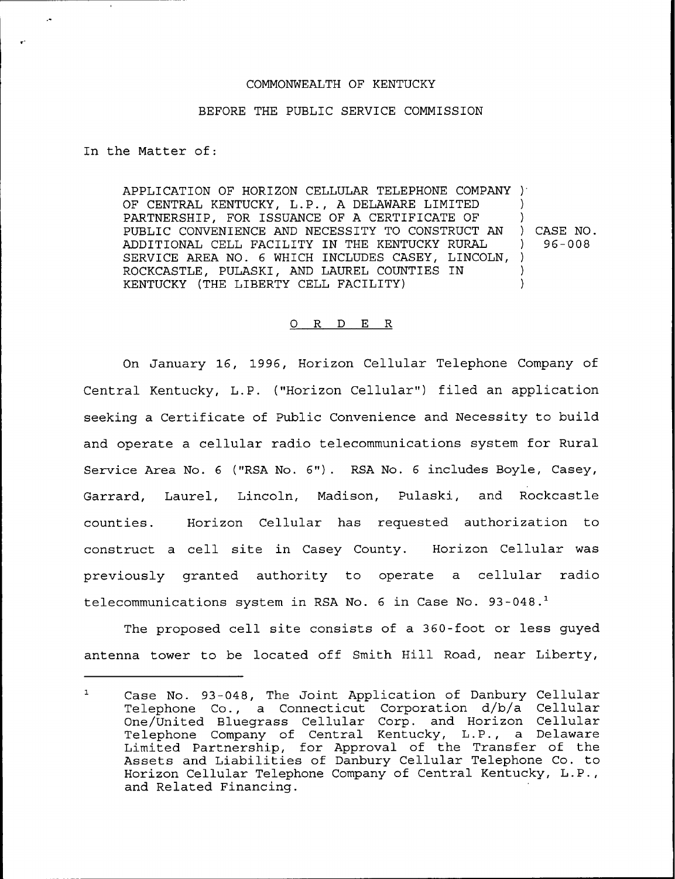COMMONWEALTH OF KENTUCKY

BEFORE THE PUBLIC SERVICE COMMISSION

In the Matter of:

APPLICATION OF HORIZON CELLULAR TELEPHONE COMPANY OF CENTRAL KENTUCKY, L.P., A DELAWARE LIMITED PARTNERSHIP, FOR ISSUANCE OF A CERTIFICATE OF PUBLIC CONVENIENCE AND NECESSITY TO CONSTRUCT AN ADDITIONAL CELL FACILITY IN THE KENTUCKY RURAL SERVICE AREA NO. 6 WHICH INCLUDES CASEY, LINCOLN, ROCKCASTLE, PULASKI, AND LAUREL COUNTIES IN KENTUCKY (THE LIBERTY CELL FACILITY)

) CASE NO. 96-008

O R D E R

On January 16, 1996, Horizon Cellular Telephone Company of Central Kentucky, L.P. ("Horizon Cellular") filed an application seeking a Certificate of Public Convenience and Necessity to build and operate a cellular radio telecommunications system for Rural Service Area No. 6 ("RSA No. 6"). RSA No. 6 includes Boyle, Casey, Garrard, Laurel, Lincoln, Madison, Pulaski, and Rockcastle counties. Horizon Cellular has requested authorization to construct a cell site in Casey County. Horizon Cellular was previously granted authority to operate a cellular radio telecommunications system in RSA No. 6 in Case No. 93-048.[1]

The proposed cell site consists of a 360-foot or less guyed antenna tower to be located off Smith Hill Road, near Liberty,

[1] Case No. 93-048, The Joint Application of Danbury Cellular Telephone Co., a Connecticut Corporation d/b/a Cellular One/United Bluegrass Cellular Corp. and Horizon Cellular Telephone Company of Central Kentucky, L.P., a Delaware Limited Partnership, for Approval of the Transfer of the Assets and Liabilities of Danbury Cellular Telephone Co. to Horizon Cellular Telephone Company of Central Kentucky, L.P., and Related Financing.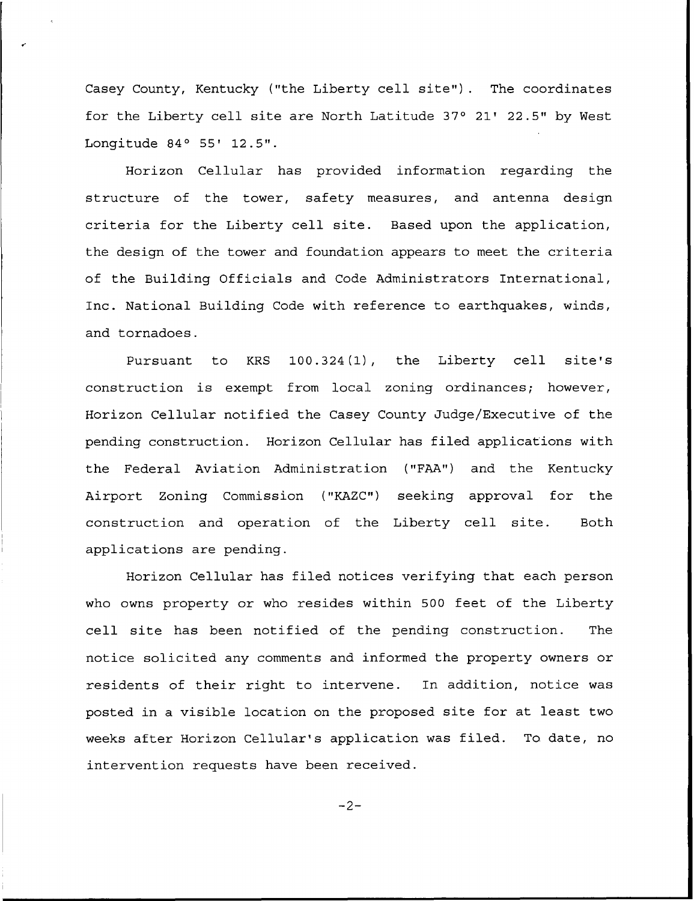Casey County, Kentucky ("the Liberty cell site"). The coordinates for the Liberty cell site are North Latitude 37° 21' 22.5" by West Longitude 84° 55' 12.5".

Horizon Cellular has provided information regarding the structure of the tower, safety measures, and antenna design criteria for the Liberty cell site. Based upon the application, the design of the tower and foundation appears to meet the criteria of the Building Officials and Code Administrators International, Inc. National Building Code with reference to earthquakes, winds, and tornadoes.

Pursuant to KRS 100.324(1), the Liberty cell site's construction is exempt from local zoning ordinances; however, Horizon Cellular notified the Casey County Judge/Executive of the pending construction. Horizon Cellular has filed applications with the Federal Aviation Administration ("FAA") and the Kentucky Airport Zoning Commission ("KAZC") seeking approval for the construction and operation of the Liberty cell site. Both applications are pending.

Horizon Cellular has filed notices verifying that each person who owns property or who resides within 500 feet of the Liberty cell site has been notified of the pending construction. The notice solicited any comments and informed the property owners or residents of their right to intervene. In addition, notice was posted in a visible location on the proposed site for at least two weeks after Horizon Cellular's application was filed. To date, no intervention requests have been received.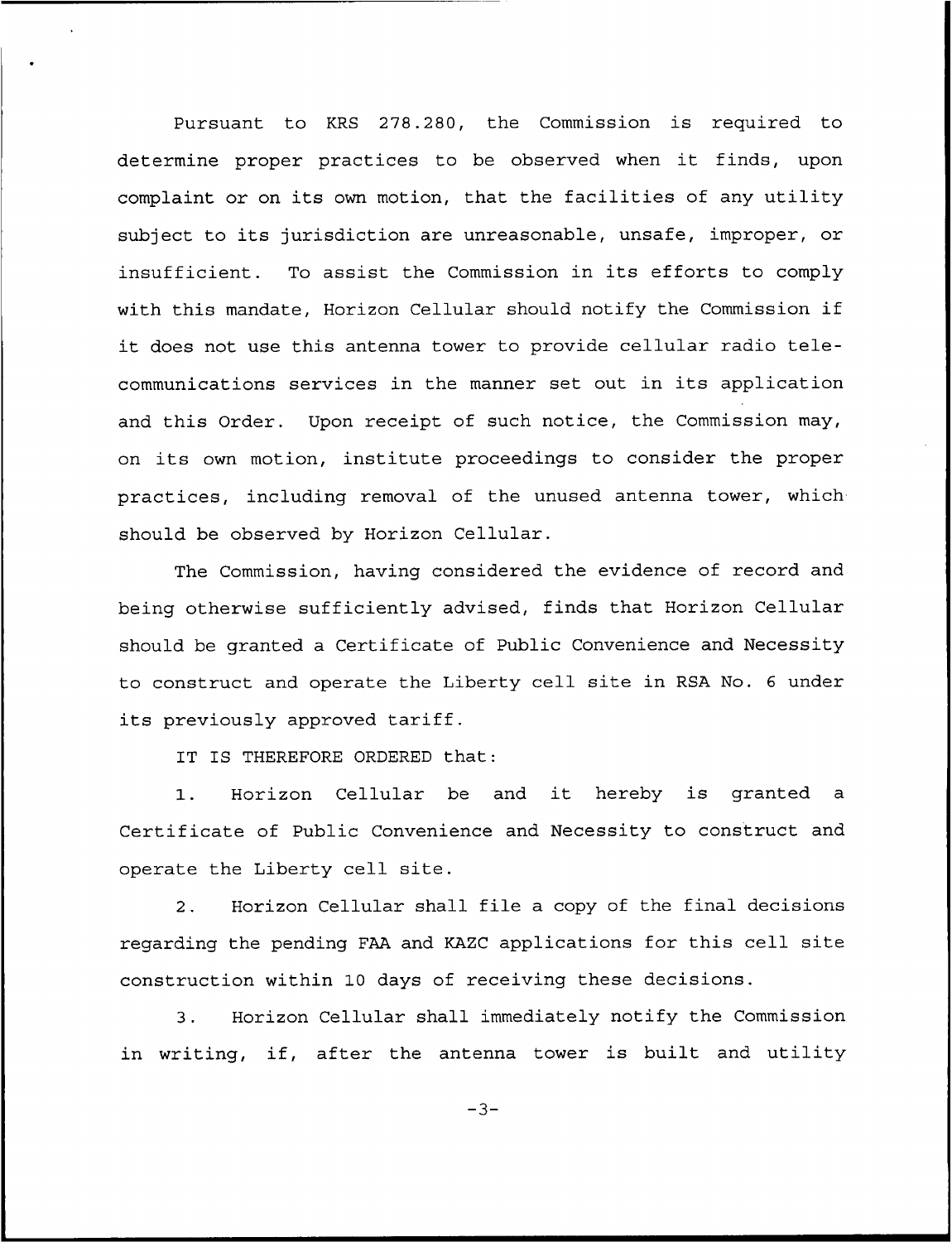Pursuant to KRS 278.280, the Commission is required to determine proper practices to be observed when it finds, upon complaint or on its own motion, that the facilities of any utility subject to its jurisdiction are unreasonable, unsafe, improper, or insufficient. To assist the Commission in its efforts to comply with this mandate, Horizon Cellular should notify the Commission if it does not use this antenna tower to provide cellular radio telecommunications services in the manner set out in its application and this Order. Upon receipt of such notice, the Commission may, on its own motion, institute proceedings to consider the proper practices, including removal of the unused antenna tower, which should be observed by Horizon Cellular.

The Commission, having considered the evidence of record and being otherwise sufficiently advised, finds that Horizon Cellular should be granted a Certificate of Public Convenience and Necessity to construct and operate the Liberty cell site in RSA No. 6 under its previously approved tariff.

IT IS THEREFORE ORDERED that:

1. Horizon Cellular be and it hereby is granted a Certificate of Public Convenience and Necessity to construct and operate the Liberty cell site.

2. Horizon Cellular shall file a copy of the final decisions regarding the pending FAA and KAZC applications for this cell site construction within 10 days of receiving these decisions.

3. Horizon Cellular shall immediately notify the Commission in writing, if, after the antenna tower is built and utility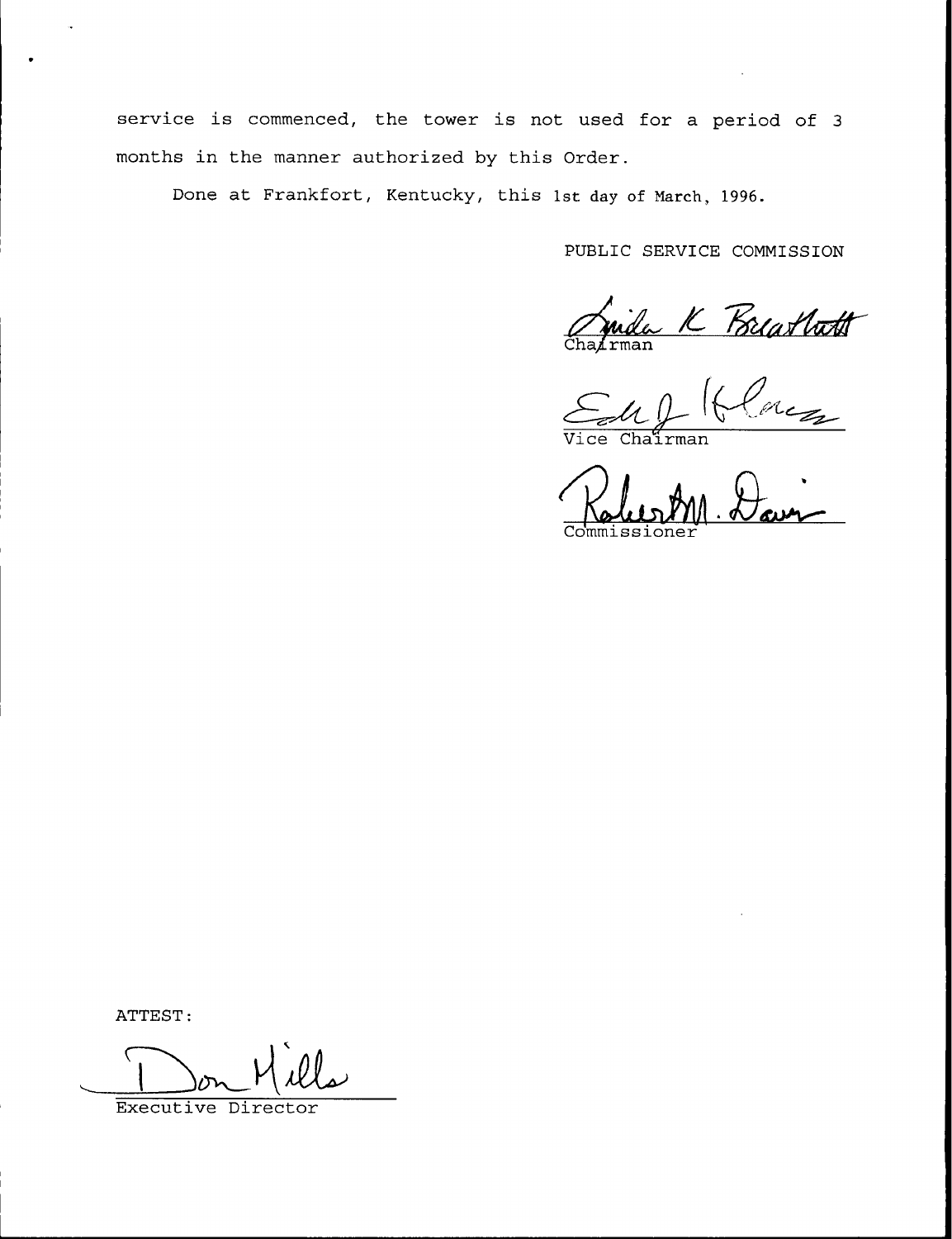service is commenced, the tower is not used for a period of 3 months in the manner authorized by this Order.

Done at Frankfort, Kentucky, this 1st day of March, 1996.

PUBLIC SERVICE COMMISSION

Linda K Breathitt
Chairman

Edward J. Holmes
Vice Chairman

Robert M. Davis
Commissioner

ATTEST:

Don Mills
Executive Director